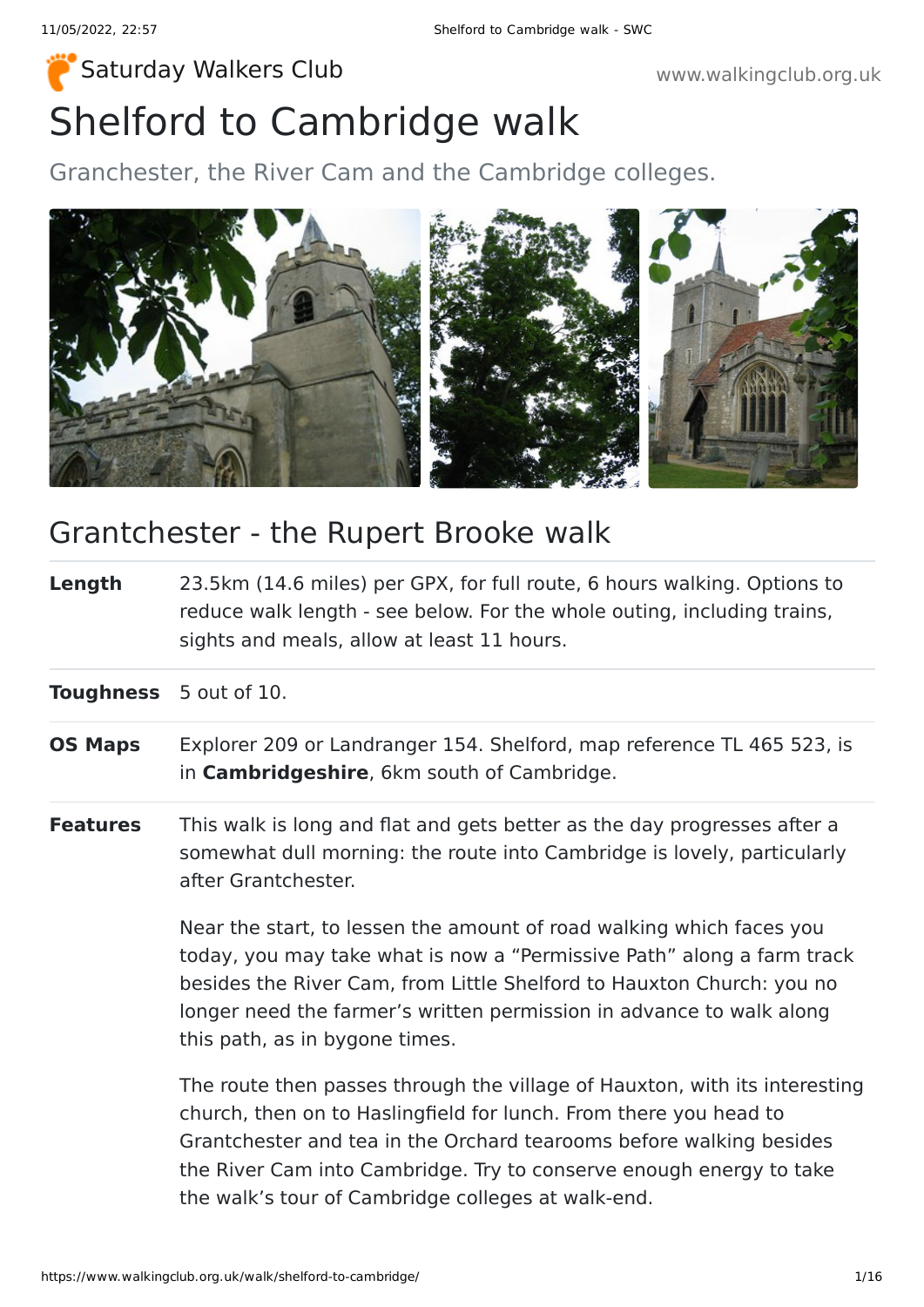Saturday Walkers Club

www.walkingclub.org.uk

# Shelford to Cambridge walk

Granchester, the River Cam and the Cambridge colleges.

## Grantchester - the Rupert Brooke walk

| | |
|---|---|
| **Length** | 23.5km (14.6 miles) per GPX, for full route, 6 hours walking. Options to reduce walk length - see below. For the whole outing, including trains, sights and meals, allow at least 11 hours. |
| **Toughness** | 5 out of 10. |
| **OS Maps** | Explorer 209 or Landranger 154. Shelford, map reference TL 465 523, is in **Cambridgeshire**, 6km south of Cambridge. |
| **Features** | This walk is long and flat and gets better as the day progresses after a somewhat dull morning: the route into Cambridge is lovely, particularly after Grantchester.<br><br>Near the start, to lessen the amount of road walking which faces you today, you may take what is now a “Permissive Path” along a farm track besides the River Cam, from Little Shelford to Hauxton Church: you no longer need the farmer’s written permission in advance to walk along this path, as in bygone times.<br><br>The route then passes through the village of Hauxton, with its interesting church, then on to Haslingfield for lunch. From there you head to Grantchester and tea in the Orchard tearooms before walking besides the River Cam into Cambridge. Try to conserve enough energy to take the walk’s tour of Cambridge colleges at walk-end. |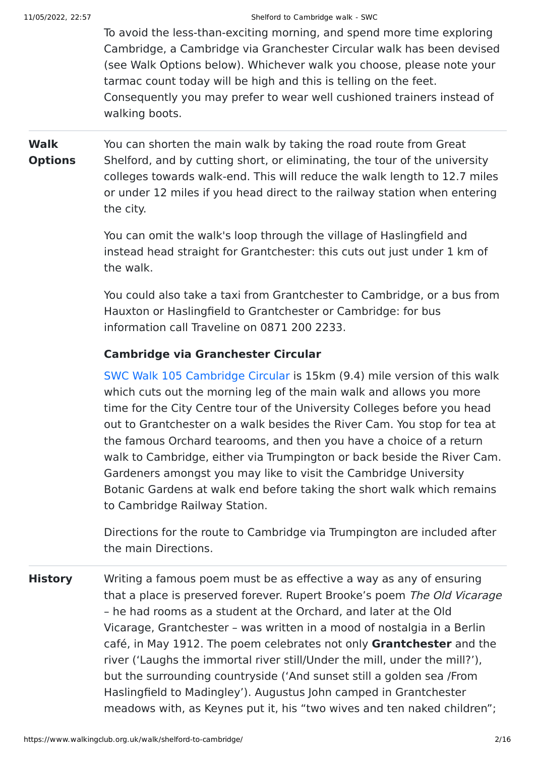To avoid the less-than-exciting morning, and spend more time exploring Cambridge, a Cambridge via Granchester Circular walk has been devised (see Walk Options below). Whichever walk you choose, please note your tarmac count today will be high and this is telling on the feet. Consequently you may prefer to wear well cushioned trainers instead of walking boots.

**Walk Options**

You can shorten the main walk by taking the road route from Great Shelford, and by cutting short, or eliminating, the tour of the university colleges towards walk-end. This will reduce the walk length to 12.7 miles or under 12 miles if you head direct to the railway station when entering the city.

You can omit the walk's loop through the village of Haslingfield and instead head straight for Grantchester: this cuts out just under 1 km of the walk.

You could also take a taxi from Grantchester to Cambridge, or a bus from Hauxton or Haslingfield to Grantchester or Cambridge: for bus information call Traveline on 0871 200 2233.

**Cambridge via Granchester Circular**

SWC Walk 105 Cambridge Circular is 15km (9.4) mile version of this walk which cuts out the morning leg of the main walk and allows you more time for the City Centre tour of the University Colleges before you head out to Grantchester on a walk besides the River Cam. You stop for tea at the famous Orchard tearooms, and then you have a choice of a return walk to Cambridge, either via Trumpington or back beside the River Cam. Gardeners amongst you may like to visit the Cambridge University Botanic Gardens at walk end before taking the short walk which remains to Cambridge Railway Station.

Directions for the route to Cambridge via Trumpington are included after the main Directions.

**History**

Writing a famous poem must be as effective a way as any of ensuring that a place is preserved forever. Rupert Brooke's poem *The Old Vicarage* – he had rooms as a student at the Orchard, and later at the Old Vicarage, Grantchester – was written in a mood of nostalgia in a Berlin café, in May 1912. The poem celebrates not only **Grantchester** and the river ('Laughs the immortal river still/Under the mill, under the mill?'), but the surrounding countryside ('And sunset still a golden sea /From Haslingfield to Madingley'). Augustus John camped in Grantchester meadows with, as Keynes put it, his "two wives and ten naked children";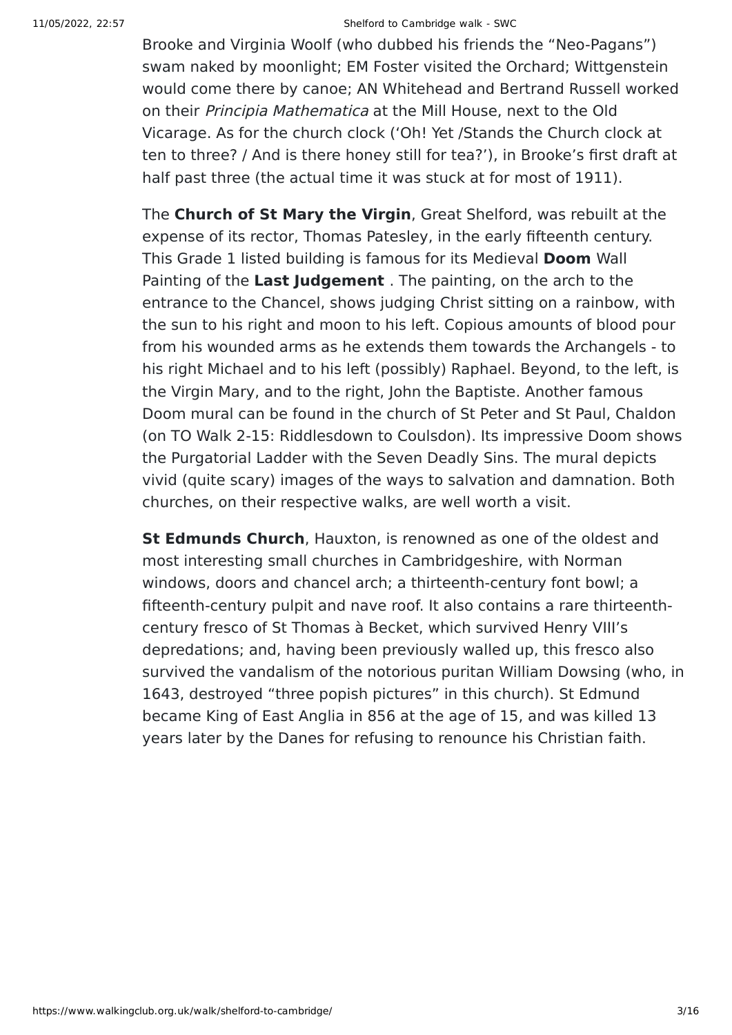Brooke and Virginia Woolf (who dubbed his friends the "Neo-Pagans") swam naked by moonlight; EM Foster visited the Orchard; Wittgenstein would come there by canoe; AN Whitehead and Bertrand Russell worked on their *Principia Mathematica* at the Mill House, next to the Old Vicarage. As for the church clock ('Oh! Yet /Stands the Church clock at ten to three? / And is there honey still for tea?'), in Brooke's first draft at half past three (the actual time it was stuck at for most of 1911).

The **Church of St Mary the Virgin**, Great Shelford, was rebuilt at the expense of its rector, Thomas Patesley, in the early fifteenth century. This Grade 1 listed building is famous for its Medieval **Doom** Wall Painting of the **Last Judgement** . The painting, on the arch to the entrance to the Chancel, shows judging Christ sitting on a rainbow, with the sun to his right and moon to his left. Copious amounts of blood pour from his wounded arms as he extends them towards the Archangels - to his right Michael and to his left (possibly) Raphael. Beyond, to the left, is the Virgin Mary, and to the right, John the Baptiste. Another famous Doom mural can be found in the church of St Peter and St Paul, Chaldon (on TO Walk 2-15: Riddlesdown to Coulsdon). Its impressive Doom shows the Purgatorial Ladder with the Seven Deadly Sins. The mural depicts vivid (quite scary) images of the ways to salvation and damnation. Both churches, on their respective walks, are well worth a visit.

**St Edmunds Church**, Hauxton, is renowned as one of the oldest and most interesting small churches in Cambridgeshire, with Norman windows, doors and chancel arch; a thirteenth-century font bowl; a fifteenth-century pulpit and nave roof. It also contains a rare thirteenth-century fresco of St Thomas à Becket, which survived Henry VIII's depredations; and, having been previously walled up, this fresco also survived the vandalism of the notorious puritan William Dowsing (who, in 1643, destroyed "three popish pictures" in this church). St Edmund became King of East Anglia in 856 at the age of 15, and was killed 13 years later by the Danes for refusing to renounce his Christian faith.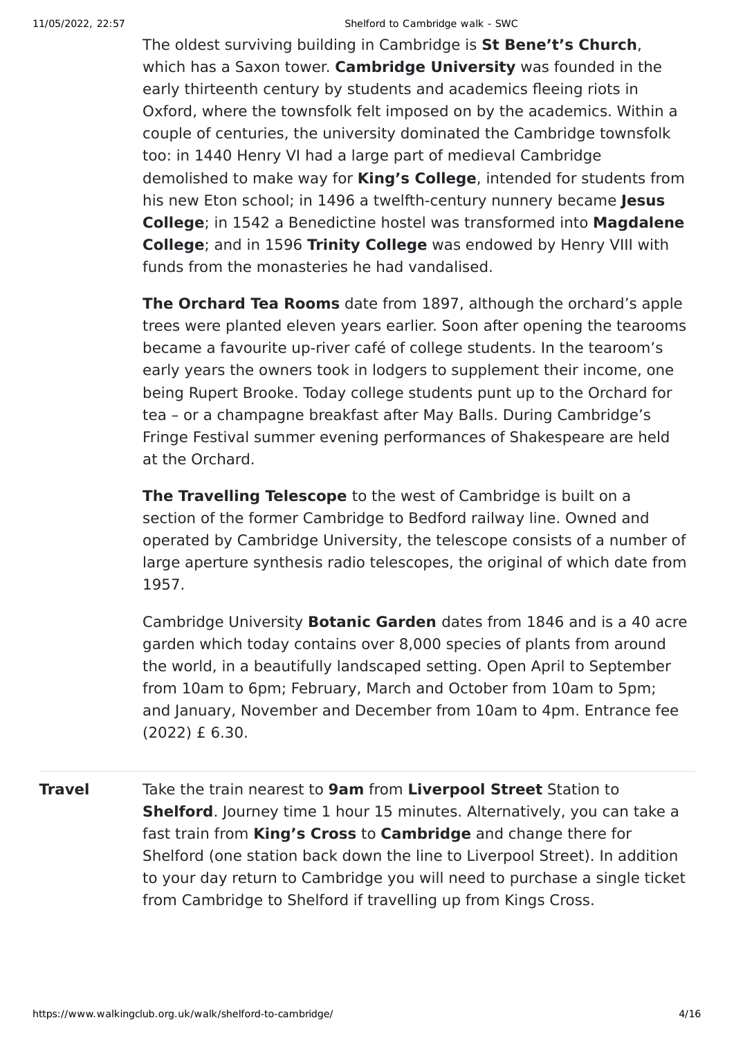The oldest surviving building in Cambridge is **St Bene't's Church**, which has a Saxon tower. **Cambridge University** was founded in the early thirteenth century by students and academics fleeing riots in Oxford, where the townsfolk felt imposed on by the academics. Within a couple of centuries, the university dominated the Cambridge townsfolk too: in 1440 Henry VI had a large part of medieval Cambridge demolished to make way for **King's College**, intended for students from his new Eton school; in 1496 a twelfth-century nunnery became **Jesus College**; in 1542 a Benedictine hostel was transformed into **Magdalene College**; and in 1596 **Trinity College** was endowed by Henry VIII with funds from the monasteries he had vandalised.

**The Orchard Tea Rooms** date from 1897, although the orchard's apple trees were planted eleven years earlier. Soon after opening the tearooms became a favourite up-river café of college students. In the tearoom's early years the owners took in lodgers to supplement their income, one being Rupert Brooke. Today college students punt up to the Orchard for tea – or a champagne breakfast after May Balls. During Cambridge's Fringe Festival summer evening performances of Shakespeare are held at the Orchard.

**The Travelling Telescope** to the west of Cambridge is built on a section of the former Cambridge to Bedford railway line. Owned and operated by Cambridge University, the telescope consists of a number of large aperture synthesis radio telescopes, the original of which date from 1957.

Cambridge University **Botanic Garden** dates from 1846 and is a 40 acre garden which today contains over 8,000 species of plants from around the world, in a beautifully landscaped setting. Open April to September from 10am to 6pm; February, March and October from 10am to 5pm; and January, November and December from 10am to 4pm. Entrance fee (2022) £ 6.30.

**Travel**

Take the train nearest to **9am** from **Liverpool Street** Station to **Shelford**. Journey time 1 hour 15 minutes. Alternatively, you can take a fast train from **King's Cross** to **Cambridge** and change there for Shelford (one station back down the line to Liverpool Street). In addition to your day return to Cambridge you will need to purchase a single ticket from Cambridge to Shelford if travelling up from Kings Cross.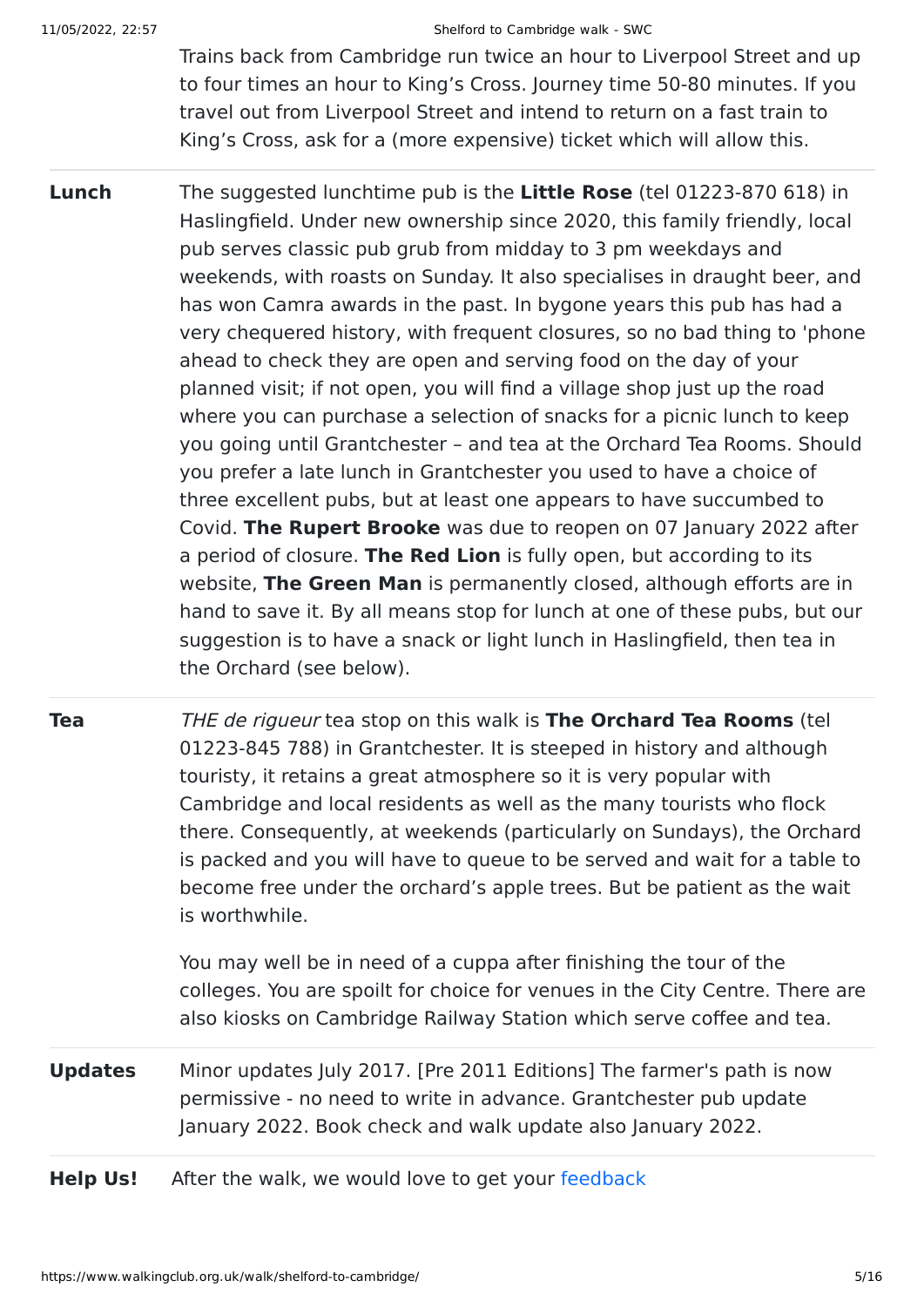Trains back from Cambridge run twice an hour to Liverpool Street and up to four times an hour to King's Cross. Journey time 50-80 minutes. If you travel out from Liverpool Street and intend to return on a fast train to King's Cross, ask for a (more expensive) ticket which will allow this.

**Lunch** The suggested lunchtime pub is the **Little Rose** (tel 01223-870 618) in Haslingfield. Under new ownership since 2020, this family friendly, local pub serves classic pub grub from midday to 3 pm weekdays and weekends, with roasts on Sunday. It also specialises in draught beer, and has won Camra awards in the past. In bygone years this pub has had a very chequered history, with frequent closures, so no bad thing to 'phone ahead to check they are open and serving food on the day of your planned visit; if not open, you will find a village shop just up the road where you can purchase a selection of snacks for a picnic lunch to keep you going until Grantchester – and tea at the Orchard Tea Rooms. Should you prefer a late lunch in Grantchester you used to have a choice of three excellent pubs, but at least one appears to have succumbed to Covid. **The Rupert Brooke** was due to reopen on 07 January 2022 after a period of closure. **The Red Lion** is fully open, but according to its website, **The Green Man** is permanently closed, although efforts are in hand to save it. By all means stop for lunch at one of these pubs, but our suggestion is to have a snack or light lunch in Haslingfield, then tea in the Orchard (see below).

**Tea** *THE de rigueur* tea stop on this walk is **The Orchard Tea Rooms** (tel 01223-845 788) in Grantchester. It is steeped in history and although touristy, it retains a great atmosphere so it is very popular with Cambridge and local residents as well as the many tourists who flock there. Consequently, at weekends (particularly on Sundays), the Orchard is packed and you will have to queue to be served and wait for a table to become free under the orchard's apple trees. But be patient as the wait is worthwhile.

You may well be in need of a cuppa after finishing the tour of the colleges. You are spoilt for choice for venues in the City Centre. There are also kiosks on Cambridge Railway Station which serve coffee and tea.

**Updates** Minor updates July 2017. [Pre 2011 Editions] The farmer's path is now permissive - no need to write in advance. Grantchester pub update January 2022. Book check and walk update also January 2022.

**Help Us!** After the walk, we would love to get your feedback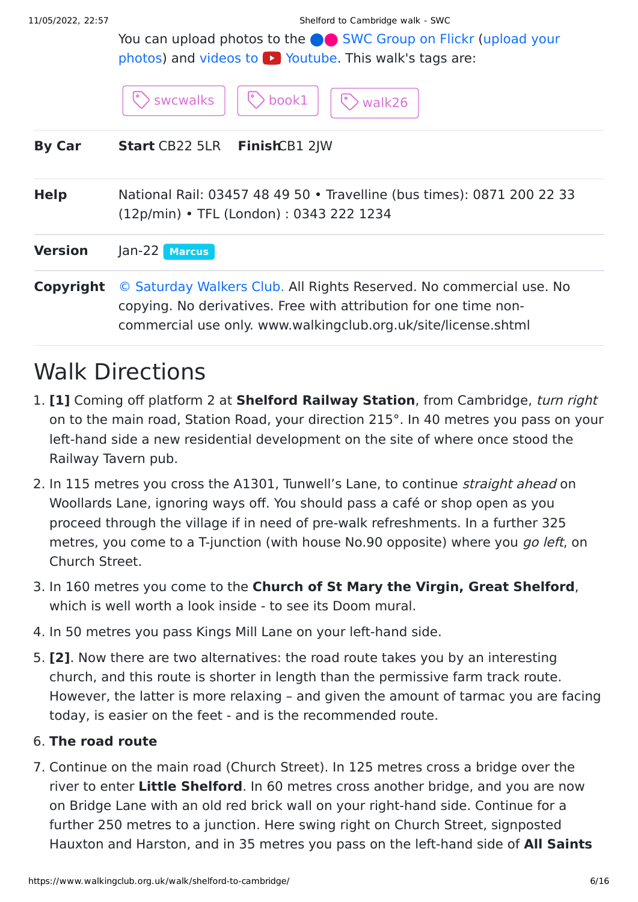You can upload photos to the SWC Group on Flickr (upload your photos) and videos to Youtube. This walk's tags are:

swcwalks book1 walk26

| | |
|---|---|
| **By Car** | **Start** CB22 5LR **Finish** CB1 2JW |
| **Help** | National Rail: 03457 48 49 50 • Travelline (bus times): 0871 200 22 33 (12p/min) • TFL (London) : 0343 222 1234 |
| **Version** | Jan-22 Marcus |
| **Copyright** | © Saturday Walkers Club. All Rights Reserved. No commercial use. No copying. No derivatives. Free with attribution for one time non-commercial use only. www.walkingclub.org.uk/site/license.shtml |

# Walk Directions

1. **[1]** Coming off platform 2 at **Shelford Railway Station**, from Cambridge, *turn right* on to the main road, Station Road, your direction 215°. In 40 metres you pass on your left-hand side a new residential development on the site of where once stood the Railway Tavern pub.
2. In 115 metres you cross the A1301, Tunwell's Lane, to continue *straight ahead* on Woollards Lane, ignoring ways off. You should pass a café or shop open as you proceed through the village if in need of pre-walk refreshments. In a further 325 metres, you come to a T-junction (with house No.90 opposite) where you *go left*, on Church Street.
3. In 160 metres you come to the **Church of St Mary the Virgin, Great Shelford**, which is well worth a look inside - to see its Doom mural.
4. In 50 metres you pass Kings Mill Lane on your left-hand side.
5. **[2]**. Now there are two alternatives: the road route takes you by an interesting church, and this route is shorter in length than the permissive farm track route. However, the latter is more relaxing – and given the amount of tarmac you are facing today, is easier on the feet - and is the recommended route.
6. **The road route**
7. Continue on the main road (Church Street). In 125 metres cross a bridge over the river to enter **Little Shelford**. In 60 metres cross another bridge, and you are now on Bridge Lane with an old red brick wall on your right-hand side. Continue for a further 250 metres to a junction. Here swing right on Church Street, signposted Hauxton and Harston, and in 35 metres you pass on the left-hand side of **All Saints**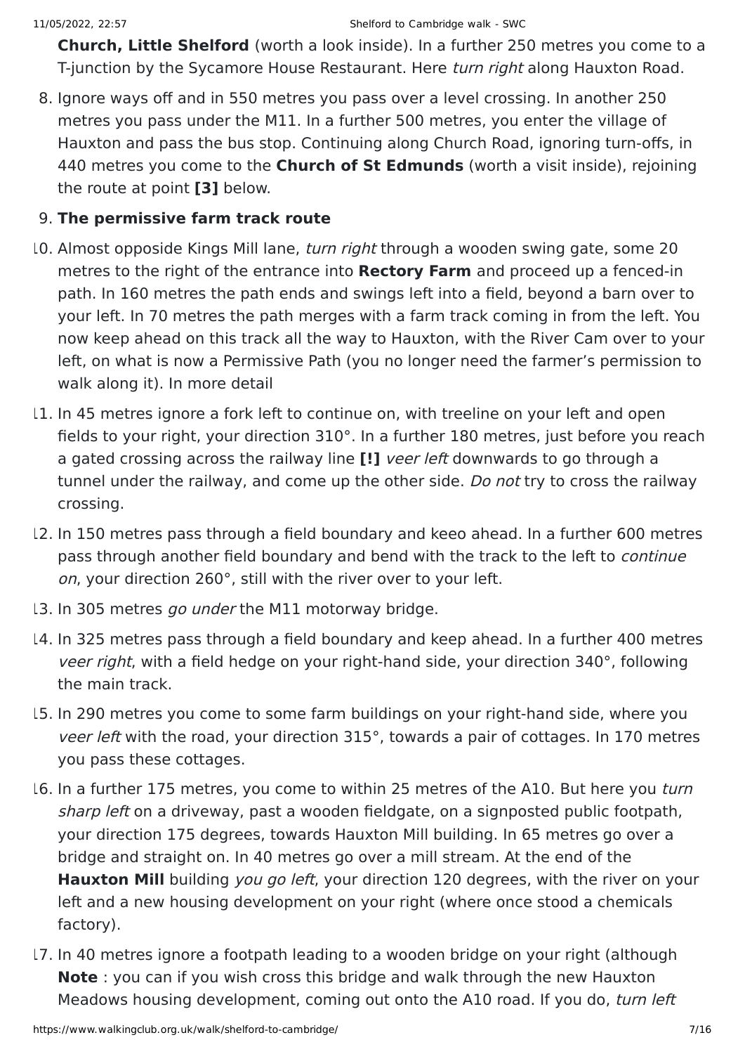**Church, Little Shelford** (worth a look inside). In a further 250 metres you come to a T-junction by the Sycamore House Restaurant. Here *turn right* along Hauxton Road.

8. Ignore ways off and in 550 metres you pass over a level crossing. In another 250 metres you pass under the M11. In a further 500 metres, you enter the village of Hauxton and pass the bus stop. Continuing along Church Road, ignoring turn-offs, in 440 metres you come to the **Church of St Edmunds** (worth a visit inside), rejoining the route at point **[3]** below.
9. **The permissive farm track route**
10. Almost opposide Kings Mill lane, *turn right* through a wooden swing gate, some 20 metres to the right of the entrance into **Rectory Farm** and proceed up a fenced-in path. In 160 metres the path ends and swings left into a field, beyond a barn over to your left. In 70 metres the path merges with a farm track coming in from the left. You now keep ahead on this track all the way to Hauxton, with the River Cam over to your left, on what is now a Permissive Path (you no longer need the farmer's permission to walk along it). In more detail
11. In 45 metres ignore a fork left to continue on, with treeline on your left and open fields to your right, your direction 310°. In a further 180 metres, just before you reach a gated crossing across the railway line **[!]** *veer left* downwards to go through a tunnel under the railway, and come up the other side. *Do not* try to cross the railway crossing.
12. In 150 metres pass through a field boundary and keeo ahead. In a further 600 metres pass through another field boundary and bend with the track to the left to *continue on*, your direction 260°, still with the river over to your left.
13. In 305 metres *go under* the M11 motorway bridge.
14. In 325 metres pass through a field boundary and keep ahead. In a further 400 metres *veer right*, with a field hedge on your right-hand side, your direction 340°, following the main track.
15. In 290 metres you come to some farm buildings on your right-hand side, where you *veer left* with the road, your direction 315°, towards a pair of cottages. In 170 metres you pass these cottages.
16. In a further 175 metres, you come to within 25 metres of the A10. But here you *turn sharp left* on a driveway, past a wooden fieldgate, on a signposted public footpath, your direction 175 degrees, towards Hauxton Mill building. In 65 metres go over a bridge and straight on. In 40 metres go over a mill stream. At the end of the **Hauxton Mill** building *you go left*, your direction 120 degrees, with the river on your left and a new housing development on your right (where once stood a chemicals factory).
17. In 40 metres ignore a footpath leading to a wooden bridge on your right (although **Note** : you can if you wish cross this bridge and walk through the new Hauxton Meadows housing development, coming out onto the A10 road. If you do, *turn left*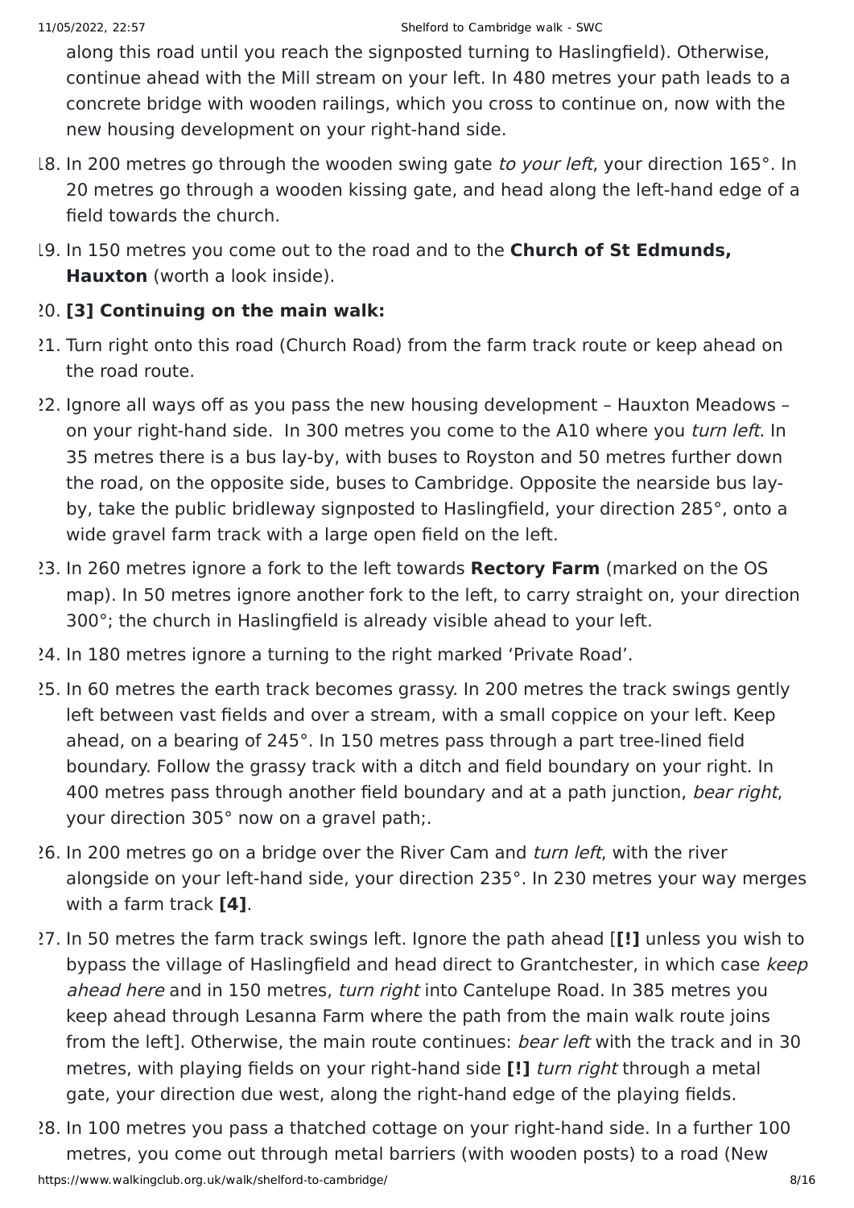along this road until you reach the signposted turning to Haslingfield). Otherwise, continue ahead with the Mill stream on your left. In 480 metres your path leads to a concrete bridge with wooden railings, which you cross to continue on, now with the new housing development on your right-hand side.

18. In 200 metres go through the wooden swing gate *to your left*, your direction 165°. In 20 metres go through a wooden kissing gate, and head along the left-hand edge of a field towards the church.
19. In 150 metres you come out to the road and to the **Church of St Edmunds, Hauxton** (worth a look inside).
20. **[3] Continuing on the main walk:**
21. Turn right onto this road (Church Road) from the farm track route or keep ahead on the road route.
22. Ignore all ways off as you pass the new housing development – Hauxton Meadows – on your right-hand side.  In 300 metres you come to the A10 where you *turn left*. In 35 metres there is a bus lay-by, with buses to Royston and 50 metres further down the road, on the opposite side, buses to Cambridge. Opposite the nearside bus lay-by, take the public bridleway signposted to Haslingfield, your direction 285°, onto a wide gravel farm track with a large open field on the left.
23. In 260 metres ignore a fork to the left towards **Rectory Farm** (marked on the OS map). In 50 metres ignore another fork to the left, to carry straight on, your direction 300°; the church in Haslingfield is already visible ahead to your left.
24. In 180 metres ignore a turning to the right marked 'Private Road'.
25. In 60 metres the earth track becomes grassy. In 200 metres the track swings gently left between vast fields and over a stream, with a small coppice on your left. Keep ahead, on a bearing of 245°. In 150 metres pass through a part tree-lined field boundary. Follow the grassy track with a ditch and field boundary on your right. In 400 metres pass through another field boundary and at a path junction, *bear right*, your direction 305° now on a gravel path;.
26. In 200 metres go on a bridge over the River Cam and *turn left*, with the river alongside on your left-hand side, your direction 235°. In 230 metres your way merges with a farm track **[4]**.
27. In 50 metres the farm track swings left. Ignore the path ahead [**[!]** unless you wish to bypass the village of Haslingfield and head direct to Grantchester, in which case *keep ahead here* and in 150 metres, *turn right* into Cantelupe Road. In 385 metres you keep ahead through Lesanna Farm where the path from the main walk route joins from the left]. Otherwise, the main route continues: *bear left* with the track and in 30 metres, with playing fields on your right-hand side **[!]** *turn right* through a metal gate, your direction due west, along the right-hand edge of the playing fields.
28. In 100 metres you pass a thatched cottage on your right-hand side. In a further 100 metres, you come out through metal barriers (with wooden posts) to a road (New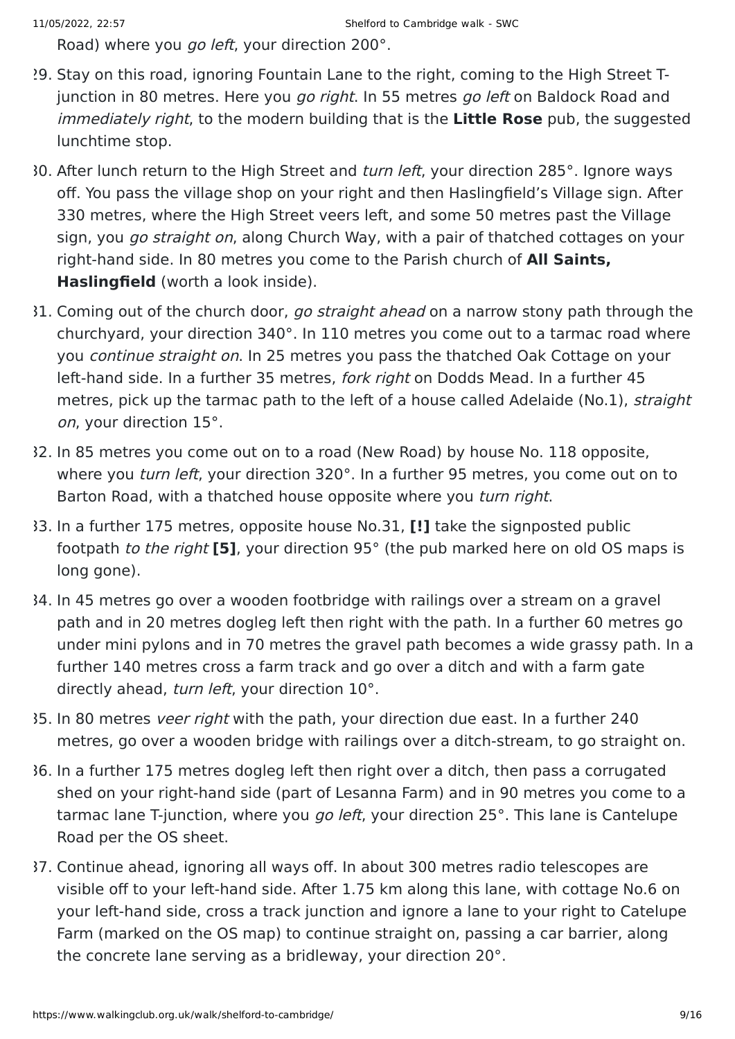Road) where you *go left*, your direction 200°.

29. Stay on this road, ignoring Fountain Lane to the right, coming to the High Street T-junction in 80 metres. Here you *go right*. In 55 metres *go left* on Baldock Road and *immediately right*, to the modern building that is the **Little Rose** pub, the suggested lunchtime stop.
30. After lunch return to the High Street and *turn left*, your direction 285°. Ignore ways off. You pass the village shop on your right and then Haslingfield's Village sign. After 330 metres, where the High Street veers left, and some 50 metres past the Village sign, you *go straight on*, along Church Way, with a pair of thatched cottages on your right-hand side. In 80 metres you come to the Parish church of **All Saints, Haslingfield** (worth a look inside).
31. Coming out of the church door, *go straight ahead* on a narrow stony path through the churchyard, your direction 340°. In 110 metres you come out to a tarmac road where you *continue straight on*. In 25 metres you pass the thatched Oak Cottage on your left-hand side. In a further 35 metres, *fork right* on Dodds Mead. In a further 45 metres, pick up the tarmac path to the left of a house called Adelaide (No.1), *straight on*, your direction 15°.
32. In 85 metres you come out on to a road (New Road) by house No. 118 opposite, where you *turn left*, your direction 320°. In a further 95 metres, you come out on to Barton Road, with a thatched house opposite where you *turn right*.
33. In a further 175 metres, opposite house No.31, **[!]** take the signposted public footpath *to the right* **[5]**, your direction 95° (the pub marked here on old OS maps is long gone).
34. In 45 metres go over a wooden footbridge with railings over a stream on a gravel path and in 20 metres dogleg left then right with the path. In a further 60 metres go under mini pylons and in 70 metres the gravel path becomes a wide grassy path. In a further 140 metres cross a farm track and go over a ditch and with a farm gate directly ahead, *turn left*, your direction 10°.
35. In 80 metres *veer right* with the path, your direction due east. In a further 240 metres, go over a wooden bridge with railings over a ditch-stream, to go straight on.
36. In a further 175 metres dogleg left then right over a ditch, then pass a corrugated shed on your right-hand side (part of Lesanna Farm) and in 90 metres you come to a tarmac lane T-junction, where you *go left*, your direction 25°. This lane is Cantelupe Road per the OS sheet.
37. Continue ahead, ignoring all ways off. In about 300 metres radio telescopes are visible off to your left-hand side. After 1.75 km along this lane, with cottage No.6 on your left-hand side, cross a track junction and ignore a lane to your right to Catelupe Farm (marked on the OS map) to continue straight on, passing a car barrier, along the concrete lane serving as a bridleway, your direction 20°.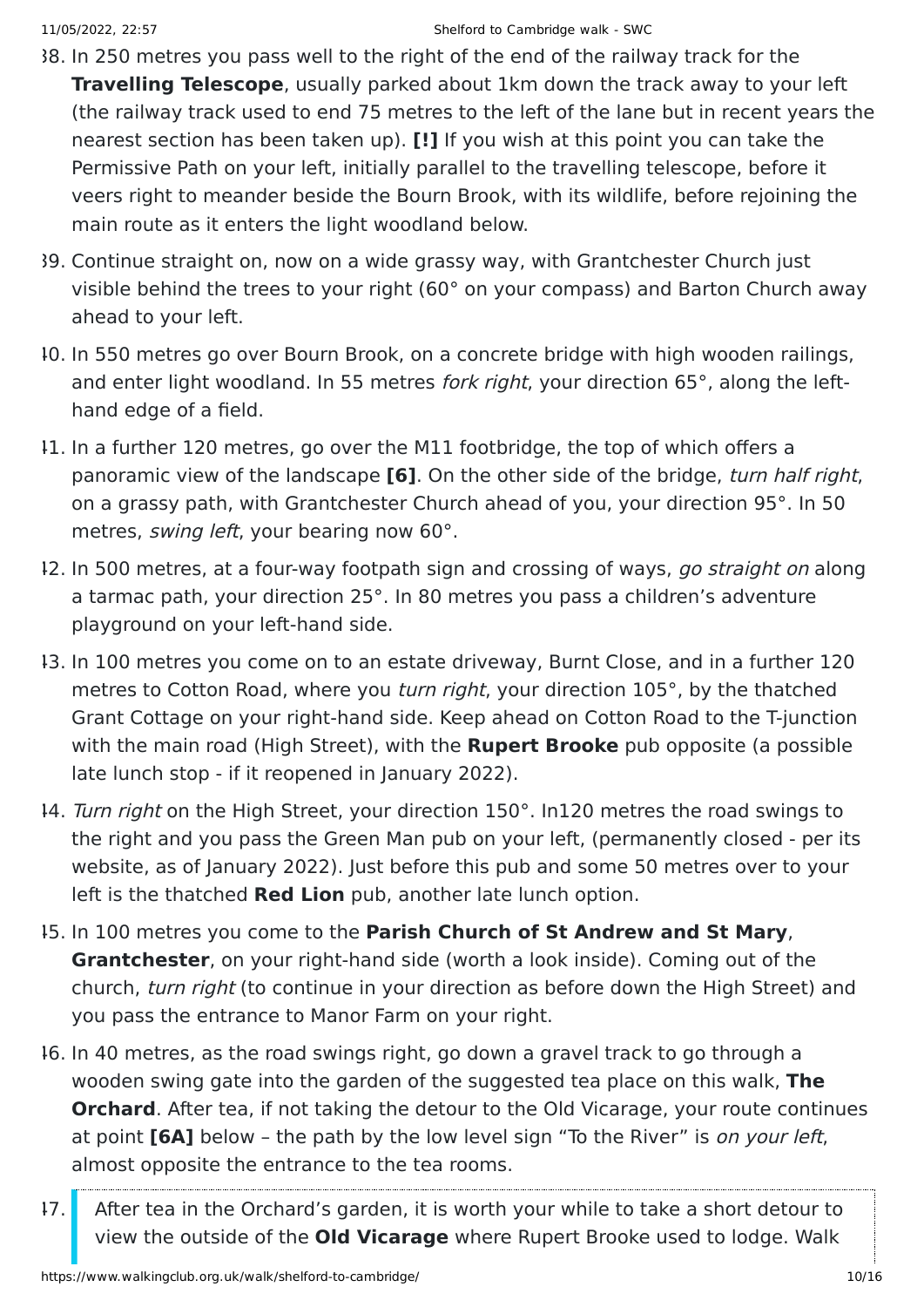38. In 250 metres you pass well to the right of the end of the railway track for the **Travelling Telescope**, usually parked about 1km down the track away to your left (the railway track used to end 75 metres to the left of the lane but in recent years the nearest section has been taken up). **[!]** If you wish at this point you can take the Permissive Path on your left, initially parallel to the travelling telescope, before it veers right to meander beside the Bourn Brook, with its wildlife, before rejoining the main route as it enters the light woodland below.
39. Continue straight on, now on a wide grassy way, with Grantchester Church just visible behind the trees to your right (60° on your compass) and Barton Church away ahead to your left.
40. In 550 metres go over Bourn Brook, on a concrete bridge with high wooden railings, and enter light woodland. In 55 metres *fork right*, your direction 65°, along the left-hand edge of a field.
41. In a further 120 metres, go over the M11 footbridge, the top of which offers a panoramic view of the landscape **[6]**. On the other side of the bridge, *turn half right*, on a grassy path, with Grantchester Church ahead of you, your direction 95°. In 50 metres, *swing left*, your bearing now 60°.
42. In 500 metres, at a four-way footpath sign and crossing of ways, *go straight on* along a tarmac path, your direction 25°. In 80 metres you pass a children's adventure playground on your left-hand side.
43. In 100 metres you come on to an estate driveway, Burnt Close, and in a further 120 metres to Cotton Road, where you *turn right*, your direction 105°, by the thatched Grant Cottage on your right-hand side. Keep ahead on Cotton Road to the T-junction with the main road (High Street), with the **Rupert Brooke** pub opposite (a possible late lunch stop - if it reopened in January 2022).
44. *Turn right* on the High Street, your direction 150°. In120 metres the road swings to the right and you pass the Green Man pub on your left, (permanently closed - per its website, as of January 2022). Just before this pub and some 50 metres over to your left is the thatched **Red Lion** pub, another late lunch option.
45. In 100 metres you come to the **Parish Church of St Andrew and St Mary**, **Grantchester**, on your right-hand side (worth a look inside). Coming out of the church, *turn right* (to continue in your direction as before down the High Street) and you pass the entrance to Manor Farm on your right.
46. In 40 metres, as the road swings right, go down a gravel track to go through a wooden swing gate into the garden of the suggested tea place on this walk, **The Orchard**. After tea, if not taking the detour to the Old Vicarage, your route continues at point **[6A]** below – the path by the low level sign "To the River" is *on your left*, almost opposite the entrance to the tea rooms.
47. After tea in the Orchard's garden, it is worth your while to take a short detour to view the outside of the **Old Vicarage** where Rupert Brooke used to lodge. Walk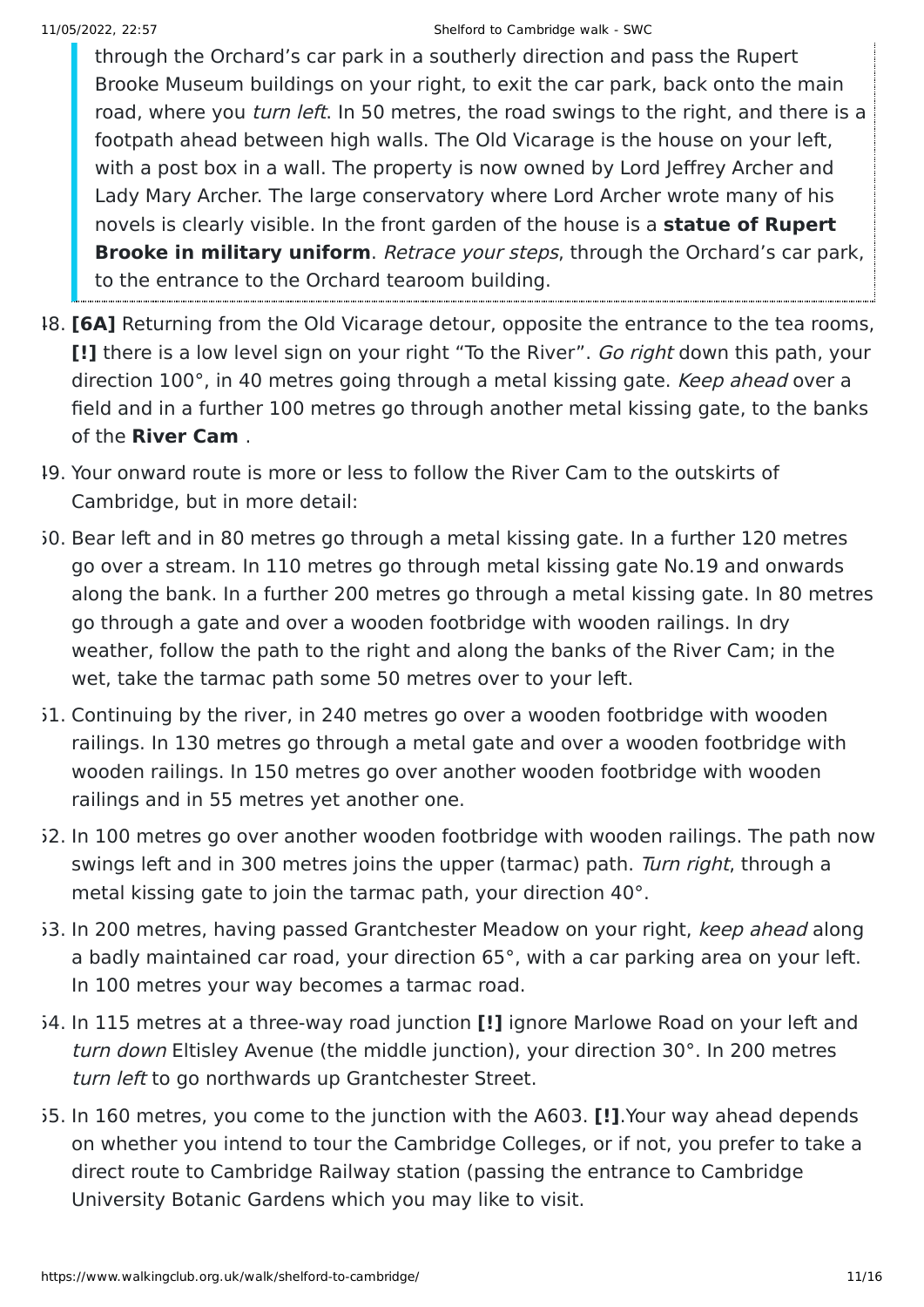> through the Orchard's car park in a southerly direction and pass the Rupert Brooke Museum buildings on your right, to exit the car park, back onto the main road, where you *turn left*. In 50 metres, the road swings to the right, and there is a footpath ahead between high walls. The Old Vicarage is the house on your left, with a post box in a wall. The property is now owned by Lord Jeffrey Archer and Lady Mary Archer. The large conservatory where Lord Archer wrote many of his novels is clearly visible. In the front garden of the house is a **statue of Rupert Brooke in military uniform**. *Retrace your steps*, through the Orchard's car park, to the entrance to the Orchard tearoom building.

48. **[6A]** Returning from the Old Vicarage detour, opposite the entrance to the tea rooms, **[!]** there is a low level sign on your right "To the River". *Go right* down this path, your direction 100°, in 40 metres going through a metal kissing gate. *Keep ahead* over a field and in a further 100 metres go through another metal kissing gate, to the banks of the **River Cam** .
49. Your onward route is more or less to follow the River Cam to the outskirts of Cambridge, but in more detail:
50. Bear left and in 80 metres go through a metal kissing gate. In a further 120 metres go over a stream. In 110 metres go through metal kissing gate No.19 and onwards along the bank. In a further 200 metres go through a metal kissing gate. In 80 metres go through a gate and over a wooden footbridge with wooden railings. In dry weather, follow the path to the right and along the banks of the River Cam; in the wet, take the tarmac path some 50 metres over to your left.
51. Continuing by the river, in 240 metres go over a wooden footbridge with wooden railings. In 130 metres go through a metal gate and over a wooden footbridge with wooden railings. In 150 metres go over another wooden footbridge with wooden railings and in 55 metres yet another one.
52. In 100 metres go over another wooden footbridge with wooden railings. The path now swings left and in 300 metres joins the upper (tarmac) path. *Turn right*, through a metal kissing gate to join the tarmac path, your direction 40°.
53. In 200 metres, having passed Grantchester Meadow on your right, *keep ahead* along a badly maintained car road, your direction 65°, with a car parking area on your left. In 100 metres your way becomes a tarmac road.
54. In 115 metres at a three-way road junction **[!]** ignore Marlowe Road on your left and *turn down* Eltisley Avenue (the middle junction), your direction 30°. In 200 metres *turn left* to go northwards up Grantchester Street.
55. In 160 metres, you come to the junction with the A603. **[!]**.Your way ahead depends on whether you intend to tour the Cambridge Colleges, or if not, you prefer to take a direct route to Cambridge Railway station (passing the entrance to Cambridge University Botanic Gardens which you may like to visit.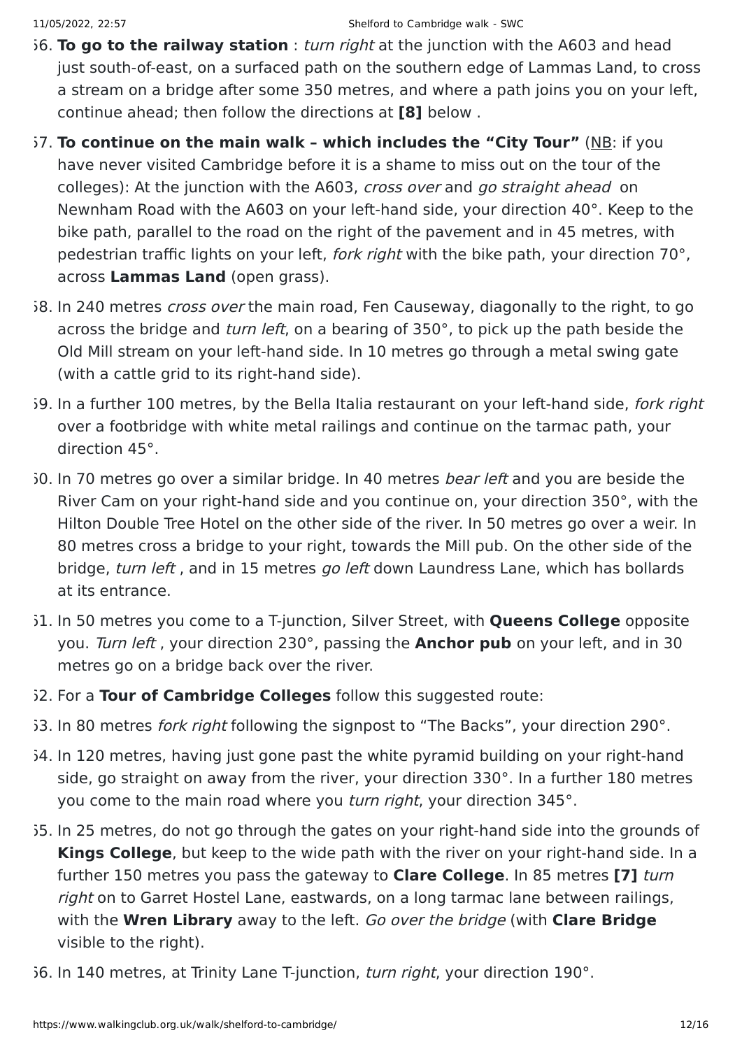56. **To go to the railway station** : *turn right* at the junction with the A603 and head just south-of-east, on a surfaced path on the southern edge of Lammas Land, to cross a stream on a bridge after some 350 metres, and where a path joins you on your left, continue ahead; then follow the directions at **[8]** below .

57. **To continue on the main walk – which includes the "City Tour"** (NB: if you have never visited Cambridge before it is a shame to miss out on the tour of the colleges): At the junction with the A603, *cross over* and *go straight ahead* on Newnham Road with the A603 on your left-hand side, your direction 40°. Keep to the bike path, parallel to the road on the right of the pavement and in 45 metres, with pedestrian traffic lights on your left, *fork right* with the bike path, your direction 70°, across **Lammas Land** (open grass).

58. In 240 metres *cross over* the main road, Fen Causeway, diagonally to the right, to go across the bridge and *turn left*, on a bearing of 350°, to pick up the path beside the Old Mill stream on your left-hand side. In 10 metres go through a metal swing gate (with a cattle grid to its right-hand side).

59. In a further 100 metres, by the Bella Italia restaurant on your left-hand side, *fork right* over a footbridge with white metal railings and continue on the tarmac path, your direction 45°.

60. In 70 metres go over a similar bridge. In 40 metres *bear left* and you are beside the River Cam on your right-hand side and you continue on, your direction 350°, with the Hilton Double Tree Hotel on the other side of the river. In 50 metres go over a weir. In 80 metres cross a bridge to your right, towards the Mill pub. On the other side of the bridge, *turn left* , and in 15 metres *go left* down Laundress Lane, which has bollards at its entrance.

61. In 50 metres you come to a T-junction, Silver Street, with **Queens College** opposite you. *Turn left* , your direction 230°, passing the **Anchor pub** on your left, and in 30 metres go on a bridge back over the river.

62. For a **Tour of Cambridge Colleges** follow this suggested route:

63. In 80 metres *fork right* following the signpost to "The Backs", your direction 290°.

64. In 120 metres, having just gone past the white pyramid building on your right-hand side, go straight on away from the river, your direction 330°. In a further 180 metres you come to the main road where you *turn right*, your direction 345°.

65. In 25 metres, do not go through the gates on your right-hand side into the grounds of **Kings College**, but keep to the wide path with the river on your right-hand side. In a further 150 metres you pass the gateway to **Clare College**. In 85 metres **[7]** *turn right* on to Garret Hostel Lane, eastwards, on a long tarmac lane between railings, with the **Wren Library** away to the left. *Go over the bridge* (with **Clare Bridge** visible to the right).

66. In 140 metres, at Trinity Lane T-junction, *turn right*, your direction 190°.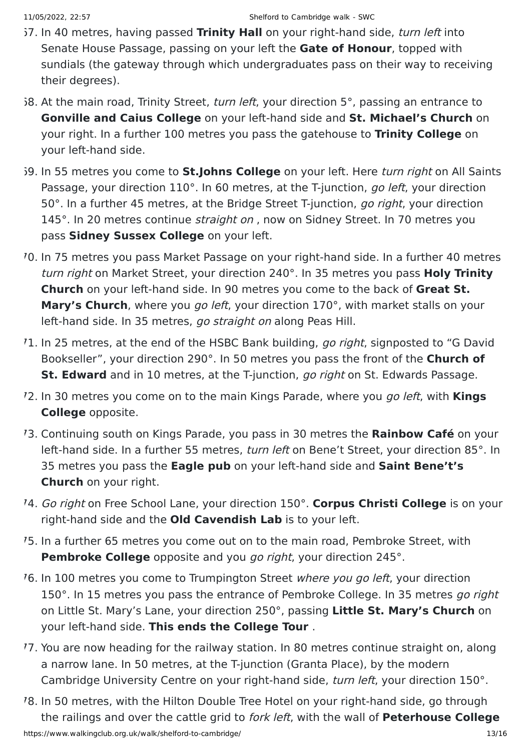67. In 40 metres, having passed **Trinity Hall** on your right-hand side, *turn left* into Senate House Passage, passing on your left the **Gate of Honour**, topped with sundials (the gateway through which undergraduates pass on their way to receiving their degrees).
68. At the main road, Trinity Street, *turn left*, your direction 5°, passing an entrance to **Gonville and Caius College** on your left-hand side and **St. Michael's Church** on your right. In a further 100 metres you pass the gatehouse to **Trinity College** on your left-hand side.
69. In 55 metres you come to **St.Johns College** on your left. Here *turn right* on All Saints Passage, your direction 110°. In 60 metres, at the T-junction, *go left*, your direction 50°. In a further 45 metres, at the Bridge Street T-junction, *go right*, your direction 145°. In 20 metres continue *straight on* , now on Sidney Street. In 70 metres you pass **Sidney Sussex College** on your left.
70. In 75 metres you pass Market Passage on your right-hand side. In a further 40 metres *turn right* on Market Street, your direction 240°. In 35 metres you pass **Holy Trinity Church** on your left-hand side. In 90 metres you come to the back of **Great St. Mary's Church**, where you *go left*, your direction 170°, with market stalls on your left-hand side. In 35 metres, *go straight on* along Peas Hill.
71. In 25 metres, at the end of the HSBC Bank building, *go right*, signposted to "G David Bookseller", your direction 290°. In 50 metres you pass the front of the **Church of St. Edward** and in 10 metres, at the T-junction, *go right* on St. Edwards Passage.
72. In 30 metres you come on to the main Kings Parade, where you *go left*, with **Kings College** opposite.
73. Continuing south on Kings Parade, you pass in 30 metres the **Rainbow Café** on your left-hand side. In a further 55 metres, *turn left* on Bene't Street, your direction 85°. In 35 metres you pass the **Eagle pub** on your left-hand side and **Saint Bene't's Church** on your right.
74. *Go right* on Free School Lane, your direction 150°. **Corpus Christi College** is on your right-hand side and the **Old Cavendish Lab** is to your left.
75. In a further 65 metres you come out on to the main road, Pembroke Street, with **Pembroke College** opposite and you *go right*, your direction 245°.
76. In 100 metres you come to Trumpington Street *where you go left*, your direction 150°. In 15 metres you pass the entrance of Pembroke College. In 35 metres *go right* on Little St. Mary's Lane, your direction 250°, passing **Little St. Mary's Church** on your left-hand side. **This ends the College Tour** .
77. You are now heading for the railway station. In 80 metres continue straight on, along a narrow lane. In 50 metres, at the T-junction (Granta Place), by the modern Cambridge University Centre on your right-hand side, *turn left*, your direction 150°.
78. In 50 metres, with the Hilton Double Tree Hotel on your right-hand side, go through the railings and over the cattle grid to *fork left*, with the wall of **Peterhouse College**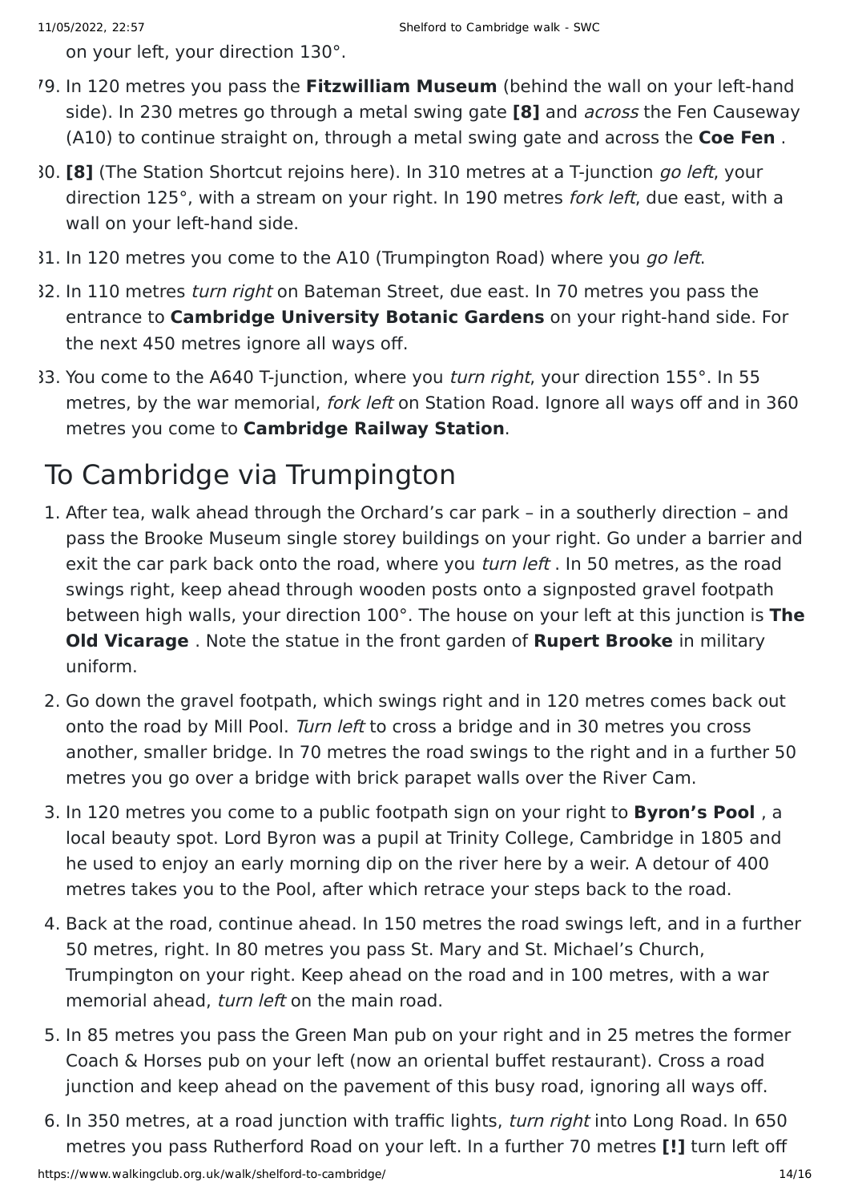on your left, your direction 130°.

79. In 120 metres you pass the **Fitzwilliam Museum** (behind the wall on your left-hand side). In 230 metres go through a metal swing gate **[8]** and *across* the Fen Causeway (A10) to continue straight on, through a metal swing gate and across the **Coe Fen** .
80. **[8]** (The Station Shortcut rejoins here). In 310 metres at a T-junction *go left*, your direction 125°, with a stream on your right. In 190 metres *fork left*, due east, with a wall on your left-hand side.
81. In 120 metres you come to the A10 (Trumpington Road) where you *go left*.
82. In 110 metres *turn right* on Bateman Street, due east. In 70 metres you pass the entrance to **Cambridge University Botanic Gardens** on your right-hand side. For the next 450 metres ignore all ways off.
83. You come to the A640 T-junction, where you *turn right*, your direction 155°. In 55 metres, by the war memorial, *fork left* on Station Road. Ignore all ways off and in 360 metres you come to **Cambridge Railway Station**.

# To Cambridge via Trumpington

1. After tea, walk ahead through the Orchard's car park – in a southerly direction – and pass the Brooke Museum single storey buildings on your right. Go under a barrier and exit the car park back onto the road, where you *turn left* . In 50 metres, as the road swings right, keep ahead through wooden posts onto a signposted gravel footpath between high walls, your direction 100°. The house on your left at this junction is **The Old Vicarage** . Note the statue in the front garden of **Rupert Brooke** in military uniform.
2. Go down the gravel footpath, which swings right and in 120 metres comes back out onto the road by Mill Pool. *Turn left* to cross a bridge and in 30 metres you cross another, smaller bridge. In 70 metres the road swings to the right and in a further 50 metres you go over a bridge with brick parapet walls over the River Cam.
3. In 120 metres you come to a public footpath sign on your right to **Byron's Pool** , a local beauty spot. Lord Byron was a pupil at Trinity College, Cambridge in 1805 and he used to enjoy an early morning dip on the river here by a weir. A detour of 400 metres takes you to the Pool, after which retrace your steps back to the road.
4. Back at the road, continue ahead. In 150 metres the road swings left, and in a further 50 metres, right. In 80 metres you pass St. Mary and St. Michael's Church, Trumpington on your right. Keep ahead on the road and in 100 metres, with a war memorial ahead, *turn left* on the main road.
5. In 85 metres you pass the Green Man pub on your right and in 25 metres the former Coach & Horses pub on your left (now an oriental buffet restaurant). Cross a road junction and keep ahead on the pavement of this busy road, ignoring all ways off.
6. In 350 metres, at a road junction with traffic lights, *turn right* into Long Road. In 650 metres you pass Rutherford Road on your left. In a further 70 metres **[!]** turn left off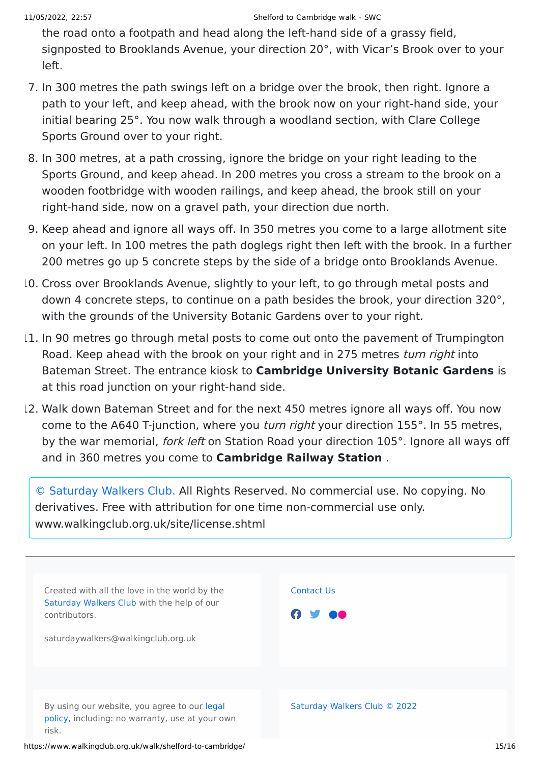the road onto a footpath and head along the left-hand side of a grassy field, signposted to Brooklands Avenue, your direction 20°, with Vicar's Brook over to your left.

7. In 300 metres the path swings left on a bridge over the brook, then right. Ignore a path to your left, and keep ahead, with the brook now on your right-hand side, your initial bearing 25°. You now walk through a woodland section, with Clare College Sports Ground over to your right.
8. In 300 metres, at a path crossing, ignore the bridge on your right leading to the Sports Ground, and keep ahead. In 200 metres you cross a stream to the brook on a wooden footbridge with wooden railings, and keep ahead, the brook still on your right-hand side, now on a gravel path, your direction due north.
9. Keep ahead and ignore all ways off. In 350 metres you come to a large allotment site on your left. In 100 metres the path doglegs right then left with the brook. In a further 200 metres go up 5 concrete steps by the side of a bridge onto Brooklands Avenue.
10. Cross over Brooklands Avenue, slightly to your left, to go through metal posts and down 4 concrete steps, to continue on a path besides the brook, your direction 320°, with the grounds of the University Botanic Gardens over to your right.
11. In 90 metres go through metal posts to come out onto the pavement of Trumpington Road. Keep ahead with the brook on your right and in 275 metres *turn right* into Bateman Street. The entrance kiosk to **Cambridge University Botanic Gardens** is at this road junction on your right-hand side.
12. Walk down Bateman Street and for the next 450 metres ignore all ways off. You now come to the A640 T-junction, where you *turn right* your direction 155°. In 55 metres, by the war memorial, *fork left* on Station Road your direction 105°. Ignore all ways off and in 360 metres you come to **Cambridge Railway Station** .

© Saturday Walkers Club. All Rights Reserved. No commercial use. No copying. No derivatives. Free with attribution for one time non-commercial use only. www.walkingclub.org.uk/site/license.shtml

Created with all the love in the world by the Saturday Walkers Club with the help of our contributors.

saturdaywalkers@walkingclub.org.uk

Contact Us

By using our website, you agree to our legal policy, including: no warranty, use at your own risk.

Saturday Walkers Club © 2022